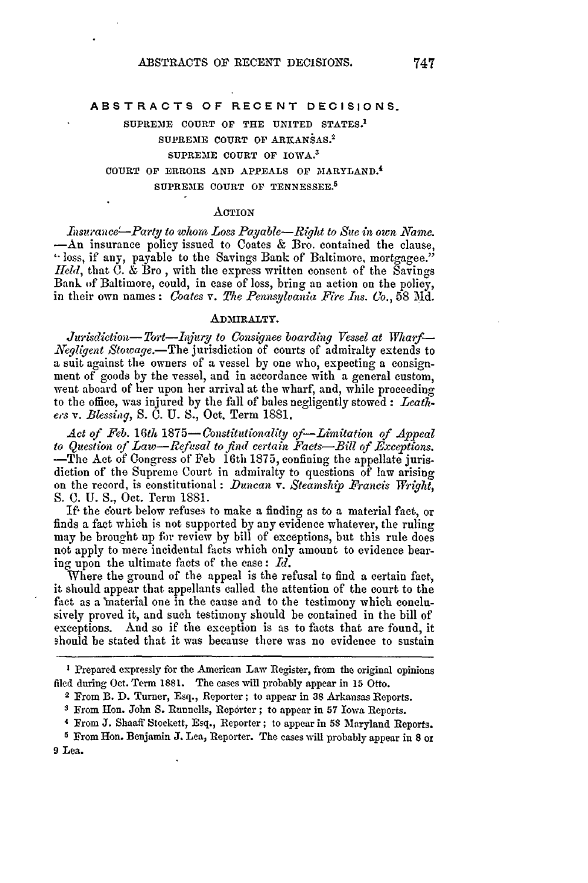# ABSTRACTS OF RECENT DECISIONS.

SUPREME COURT OF THE UNITED STATES.[1]

SUPREME COURT OF ARKANSAS.[2]

SUPREME COURT OF IOWA.[3]

COURT OF ERRORS AND APPEALS OF MARYLAND.[4]

SUPREME COURT OF TENNESSEE.[5]

## ACTION

*Insurance—Party to whom Loss Payable—Right to Sue in own Name.*—An insurance policy issued to Coates & Bro. contained the clause, "loss, if any, payable to the Savings Bank of Baltimore, mortgagee." *Held*, that C. & Bro, with the express written consent of the Savings Bank of Baltimore, could, in case of loss, bring an action on the policy, in their own names: *Coates* v. *The Pennsylvania Fire Ins. Co.*, 58 Md.

## ADMIRALTY.

*Jurisdiction—Tort—Injury to Consignee boarding Vessel at Wharf—Negligent Stowage.*—The jurisdiction of courts of admiralty extends to a suit against the owners of a vessel by one who, expecting a consignment of goods by the vessel, and in accordance with a general custom, went aboard of her upon her arrival at the wharf, and, while proceeding to the office, was injured by the fall of bales negligently stowed: *Leathers* v. *Blessing*, S. C. U. S., Oct. Term 1881.

*Act of Feb. 16th 1875—Constitutionality of—Limitation of Appeal to Question of Law—Refusal to find certain Facts—Bill of Exceptions.*—The Act of Congress of Feb 16th 1875, confining the appellate jurisdiction of the Supreme Court in admiralty to questions of law arising on the record, is constitutional: *Duncan* v. *Steamship Francis Wright*, S. C. U. S., Oct. Term 1881.

If the court below refuses to make a finding as to a material fact, or finds a fact which is not supported by any evidence whatever, the ruling may be brought up for review by bill of exceptions, but this rule does not apply to mere incidental facts which only amount to evidence bearing upon the ultimate facts of the case: *Id.*

Where the ground of the appeal is the refusal to find a certain fact, it should appear that appellants called the attention of the court to the fact as a material one in the cause and to the testimony which conclusively proved it, and such testimony should be contained in the bill of exceptions. And so if the exception is as to facts that are found, it should be stated that it was because there was no evidence to sustain

---

[1] Prepared expressly for the American Law Register, from the original opinions filed during Oct. Term 1881. The cases will probably appear in 15 Otto.

[2] From B. D. Turner, Esq., Reporter; to appear in 38 Arkansas Reports.

[3] From Hon. John S. Runnells, Reporter; to appear in 57 Iowa Reports.

[4] From J. Shaaff Stockett, Esq., Reporter; to appear in 58 Maryland Reports.

[5] From Hon. Benjamin J. Lea, Reporter. The cases will probably appear in 8 or 9 Lea.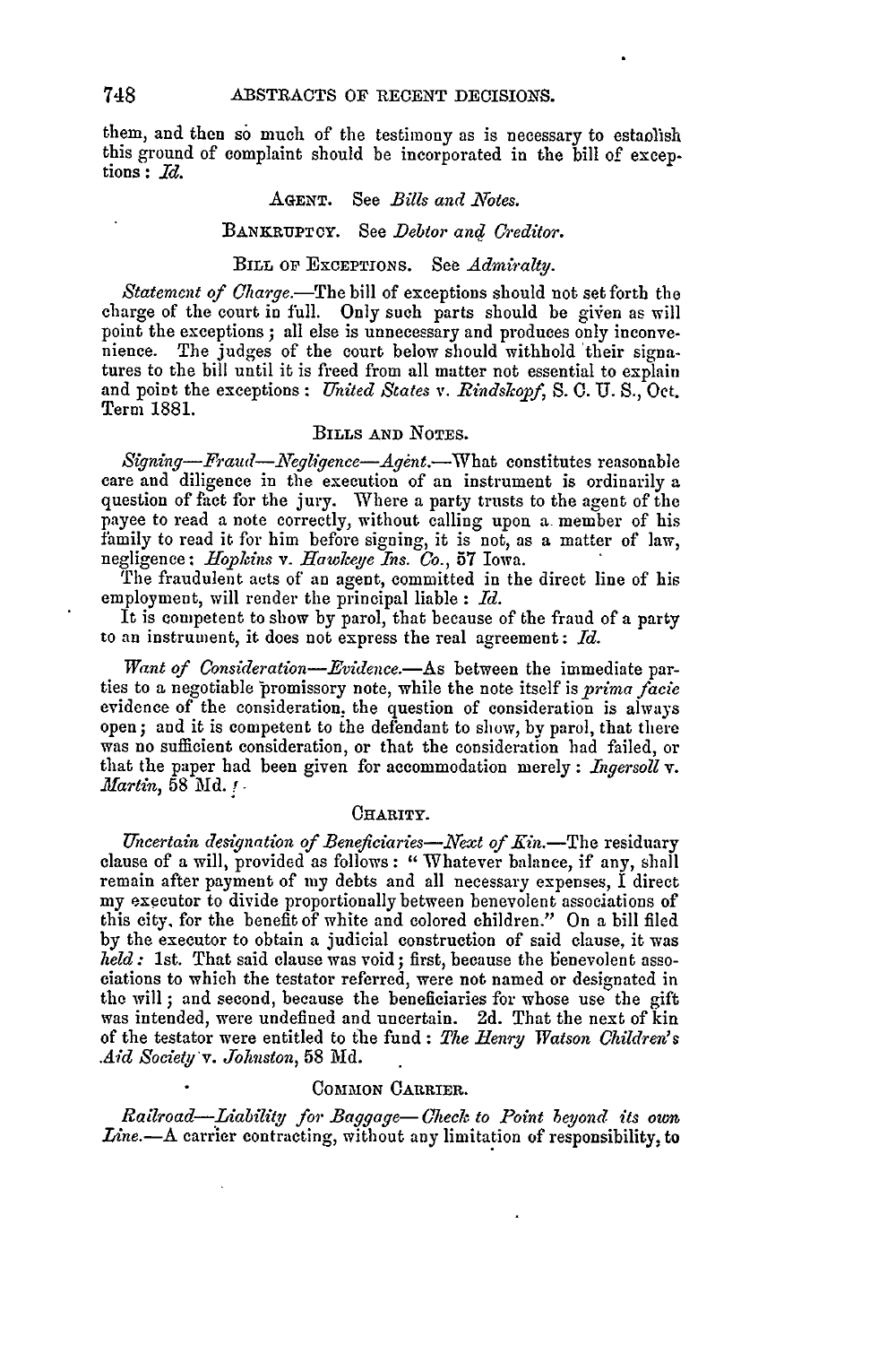them, and then so much of the testimony as is necessary to establish this ground of complaint should be incorporated in the bill of exceptions: *Id.*

AGENT. See *Bills and Notes.*

BANKRUPTCY. See *Debtor and Creditor.*

BILL OF EXCEPTIONS. See *Admiralty.*

*Statement of Charge.*—The bill of exceptions should not set forth the charge of the court in full. Only such parts should be given as will point the exceptions; all else is unnecessary and produces only inconvenience. The judges of the court below should withhold their signatures to the bill until it is freed from all matter not essential to explain and point the exceptions: *United States* v. *Rindskopf*, S. C. U. S., Oct. Term 1881.

BILLS AND NOTES.

*Signing—Fraud—Negligence—Agent.*—What constitutes reasonable care and diligence in the execution of an instrument is ordinarily a question of fact for the jury. Where a party trusts to the agent of the payee to read a note correctly, without calling upon a member of his family to read it for him before signing, it is not, as a matter of law, negligence: *Hopkins* v. *Hawkeye Ins. Co.*, 57 Iowa.

The fraudulent acts of an agent, committed in the direct line of his employment, will render the principal liable: *Id.*

It is competent to show by parol, that because of the fraud of a party to an instrument, it does not express the real agreement: *Id.*

*Want of Consideration—Evidence.*—As between the immediate parties to a negotiable promissory note, while the note itself is *prima facie* evidence of the consideration, the question of consideration is always open; and it is competent to the defendant to show, by parol, that there was no sufficient consideration, or that the consideration had failed, or that the paper had been given for accommodation merely: *Ingersoll* v. *Martin*, 58 Md.

CHARITY.

*Uncertain designation of Beneficiaries—Next of Kin.*—The residuary clause of a will, provided as follows: "Whatever balance, if any, shall remain after payment of my debts and all necessary expenses, I direct my executor to divide proportionally between benevolent associations of this city, for the benefit of white and colored children." On a bill filed by the executor to obtain a judicial construction of said clause, it was *held:* 1st. That said clause was void; first, because the benevolent associations to which the testator referred, were not named or designated in the will; and second, because the beneficiaries for whose use the gift was intended, were undefined and uncertain. 2d. That the next of kin of the testator were entitled to the fund: *The Henry Watson Children's Aid Society* v. *Johnston*, 58 Md.

COMMON CARRIER.

*Railroad—Liability for Baggage—Check to Point beyond its own Line.*—A carrier contracting, without any limitation of responsibility, to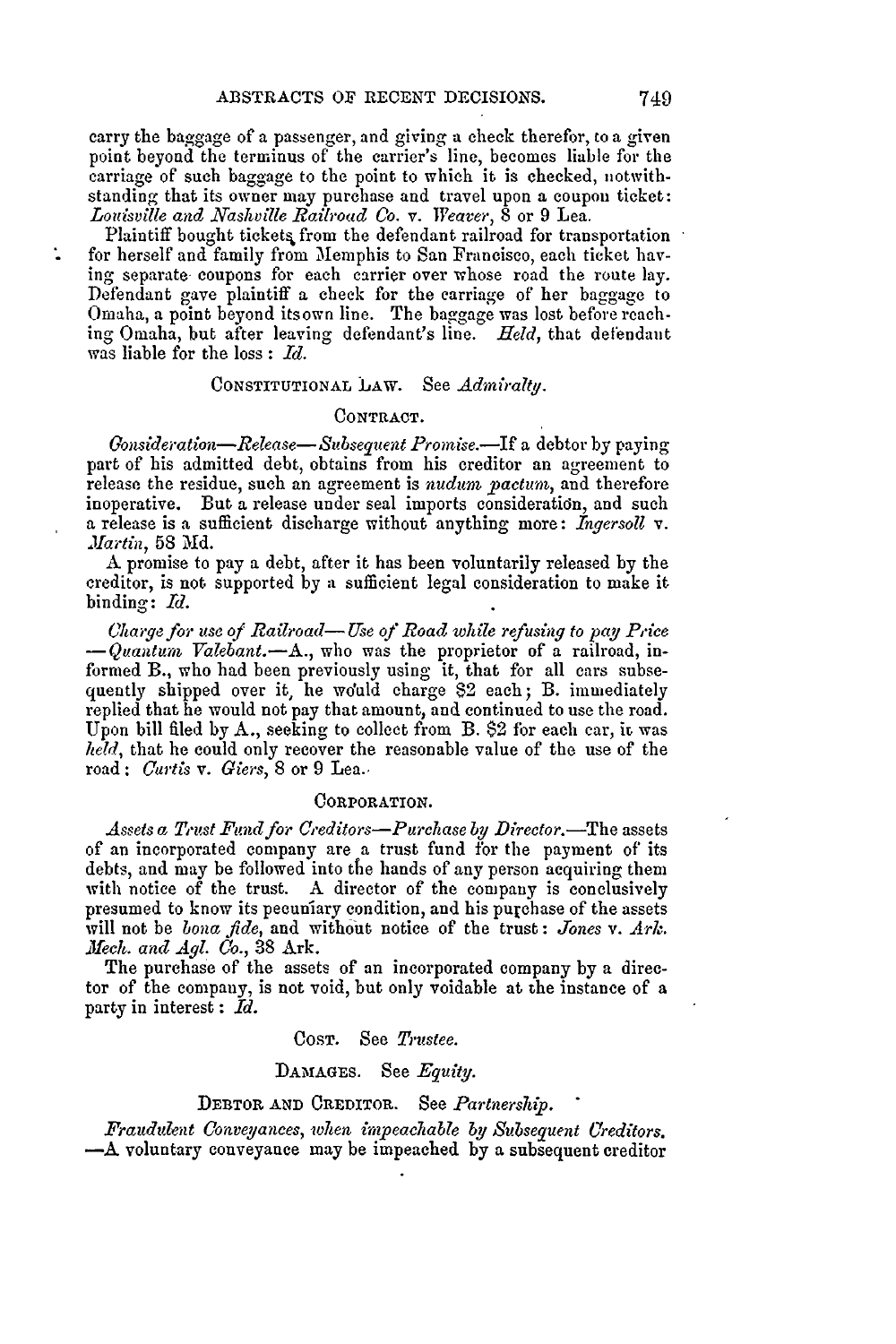carry the baggage of a passenger, and giving a check therefor, to a given point beyond the terminus of the carrier's line, becomes liable for the carriage of such baggage to the point to which it is checked, notwithstanding that its owner may purchase and travel upon a coupon ticket: *Louisville and Nashville Railroad Co.* v. *Weaver*, 8 or 9 Lea.

Plaintiff bought tickets from the defendant railroad for transportation for herself and family from Memphis to San Francisco, each ticket having separate coupons for each carrier over whose road the route lay. Defendant gave plaintiff a check for the carriage of her baggage to Omaha, a point beyond its own line. The baggage was lost before reaching Omaha, but after leaving defendant's line. *Held*, that defendant was liable for the loss: *Id.*

CONSTITUTIONAL LAW. See *Admiralty*.

CONTRACT.

*Consideration—Release—Subsequent Promise.*—If a debtor by paying part of his admitted debt, obtains from his creditor an agreement to release the residue, such an agreement is *nudum pactum*, and therefore inoperative. But a release under seal imports consideration, and such a release is a sufficient discharge without anything more: *Ingersoll* v. *Martin*, 58 Md.

A promise to pay a debt, after it has been voluntarily released by the creditor, is not supported by a sufficient legal consideration to make it binding: *Id.*

*Charge for use of Railroad—Use of Road while refusing to pay Price—Quantum Valebant.*—A., who was the proprietor of a railroad, informed B., who had been previously using it, that for all cars subsequently shipped over it, he would charge $2 each; B. immediately replied that he would not pay that amount, and continued to use the road. Upon bill filed by A., seeking to collect from B. $2 for each car, it was *held*, that he could only recover the reasonable value of the use of the road: *Curtis* v. *Giers*, 8 or 9 Lea.

CORPORATION.

*Assets a Trust Fund for Creditors—Purchase by Director.*—The assets of an incorporated company are a trust fund for the payment of its debts, and may be followed into the hands of any person acquiring them with notice of the trust. A director of the company is conclusively presumed to know its pecuniary condition, and his purchase of the assets will not be *bona fide*, and without notice of the trust: *Jones* v. *Ark. Mech. and Agl. Co.*, 38 Ark.

The purchase of the assets of an incorporated company by a director of the company, is not void, but only voidable at the instance of a party in interest: *Id.*

COST. See *Trustee.*

DAMAGES. See *Equity.*

DEBTOR AND CREDITOR. See *Partnership.*

*Fraudulent Conveyances, when impeachable by Subsequent Creditors.*—A voluntary conveyance may be impeached by a subsequent creditor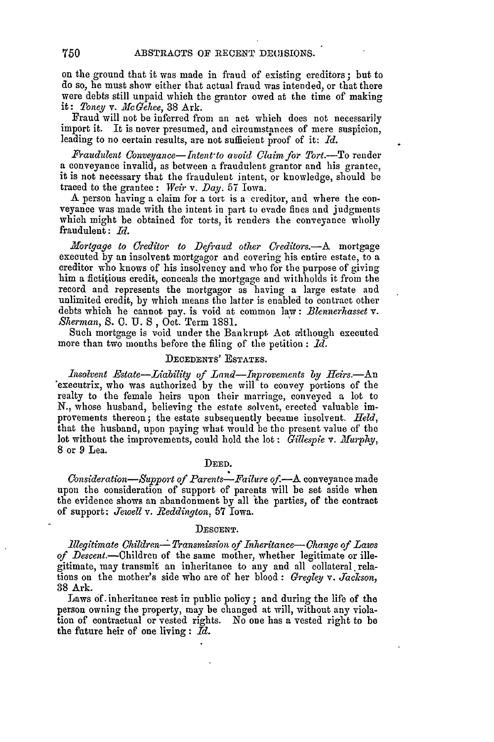on the ground that it was made in fraud of existing creditors; but to do so, he must show either that actual fraud was intended, or that there were debts still unpaid which the grantor owed at the time of making it: *Toney* v. *McGehee*, 38 Ark.

Fraud will not be inferred from an act which does not necessarily import it. It is never presumed, and circumstances of mere suspicion, leading to no certain results, are not sufficient proof of it: *Id.*

*Fraudulent Conveyance—Intent to avoid Claim for Tort.*—To render a conveyance invalid, as between a fraudulent grantor and his grantee, it is not necessary that the fraudulent intent, or knowledge, should be traced to the grantee: *Weir* v. *Day*. 57 Iowa.

A person having a claim for a tort is a creditor, and where the conveyance was made with the intent in part to evade fines and judgments which might be obtained for torts, it renders the conveyance wholly fraudulent: *Id.*

*Mortgage to Creditor to Defraud other Creditors.*—A mortgage executed by an insolvent mortgagor and covering his entire estate, to a creditor who knows of his insolvency and who for the purpose of giving him a fictitious credit, conceals the mortgage and withholds it from the record and represents the mortgagor as having a large estate and unlimited credit, by which means the latter is enabled to contract other debts which he cannot pay. is void at common law: *Blennerhasset* v. *Sherman*, S. C. U. S , Oct. Term 1881.

Such mortgage is void under the Bankrupt Act although executed more than two months before the filing of the petition: *Id.*

## DECEDENTS' ESTATES.

*Insolvent Estate—Liability of Land—Improvements by Heirs.*—An executrix, who was authorized by the will to convey portions of the realty to the female heirs upon their marriage, conveyed a lot to N., whose husband, believing the estate solvent, erected valuable improvements thereon; the estate subsequently became insolvent. *Held*, that the husband, upon paying what would be the present value of the lot without the improvements, could hold the lot: *Gillespie* v. *Murphy*, 8 or 9 Lea.

## DEED.

*Consideration—Support of Parents—Failure of.*—A conveyance made upon the consideration of support of parents will be set aside when the evidence shows an abandonment by all the parties, of the contract of support: *Jewell* v. *Reddington*, 57 Iowa.

## DESCENT.

*Illegitimate Children—Transmission of Inheritance—Change of Laws of Descent.*—Children of the same mother, whether legitimate or illegitimate, may transmit an inheritance to any and all collateral relations on the mother's side who are of her blood: *Gregley* v. *Jackson*, 38 Ark.

Laws of inheritance rest in public policy; and during the life of the person owning the property, may be changed at will, without any violation of contractual or vested rights. No one has a vested right to be the future heir of one living: *Id.*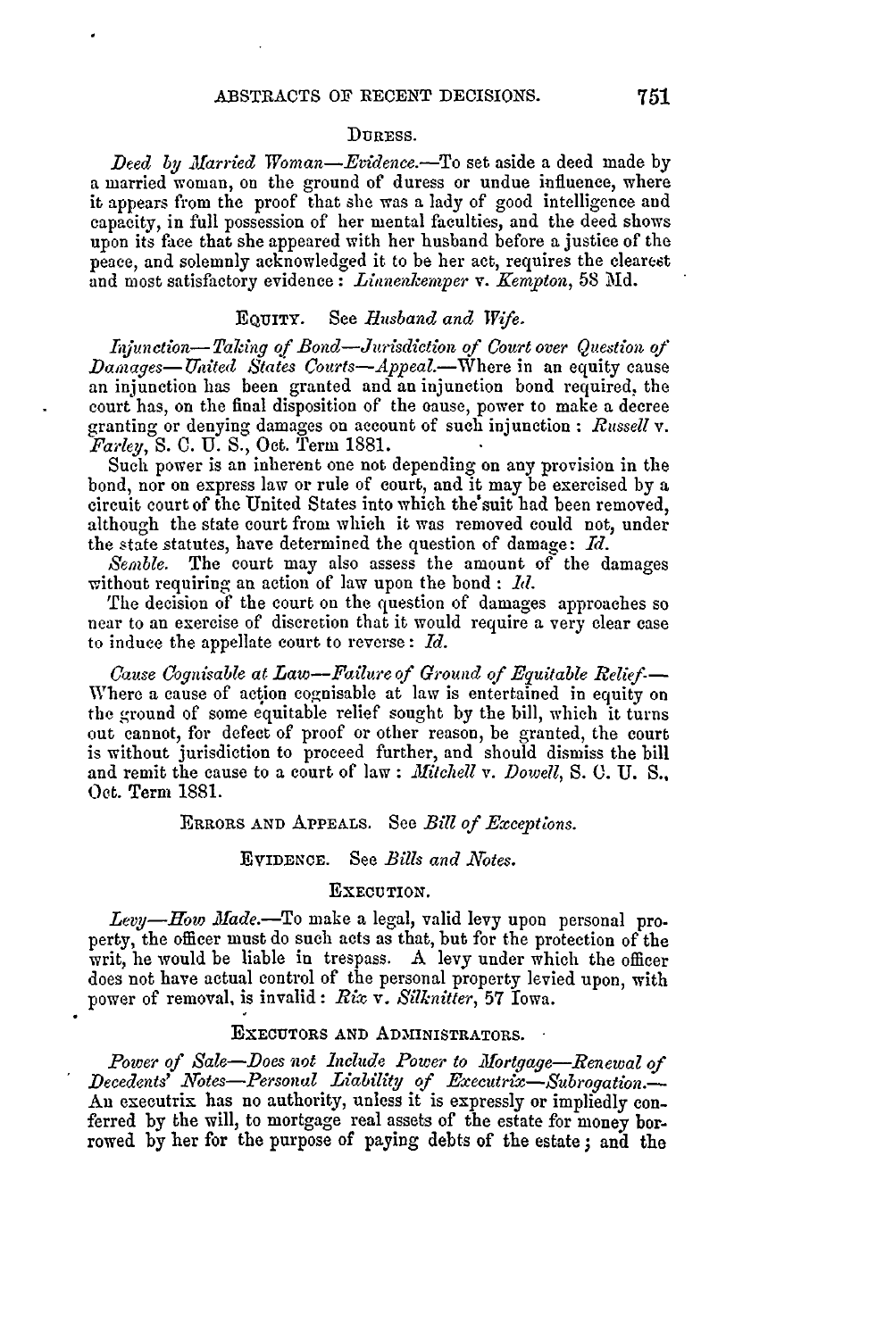### DURESS.

*Deed by Married Woman—Evidence.*—To set aside a deed made by a married woman, on the ground of duress or undue influence, where it appears from the proof that she was a lady of good intelligence and capacity, in full possession of her mental faculties, and the deed shows upon its face that she appeared with her husband before a justice of the peace, and solemnly acknowledged it to be her act, requires the clearest and most satisfactory evidence: *Linnenkemper* v. *Kempton*, 58 Md.

### EQUITY. See *Husband and Wife*.

*Injunction—Taking of Bond—Jurisdiction of Court over Question of Damages—United States Courts—Appeal.*—Where in an equity cause an injunction has been granted and an injunction bond required, the court has, on the final disposition of the cause, power to make a decree granting or denying damages on account of such injunction: *Russell* v. *Farley*, S. C. U. S., Oct. Term 1881.

Such power is an inherent one not depending on any provision in the bond, nor on express law or rule of court, and it may be exercised by a circuit court of the United States into which the suit had been removed, although the state court from which it was removed could not, under the state statutes, have determined the question of damage: *Id.*

*Semble.* The court may also assess the amount of the damages without requiring an action of law upon the bond: *Id.*

The decision of the court on the question of damages approaches so near to an exercise of discretion that it would require a very clear case to induce the appellate court to reverse: *Id.*

*Cause Cognisable at Law—Failure of Ground of Equitable Relief.*—Where a cause of action cognisable at law is entertained in equity on the ground of some equitable relief sought by the bill, which it turns out cannot, for defect of proof or other reason, be granted, the court is without jurisdiction to proceed further, and should dismiss the bill and remit the cause to a court of law: *Mitchell* v. *Dowell*, S. C. U. S., Oct. Term 1881.

### ERRORS AND APPEALS. See *Bill of Exceptions*.

### EVIDENCE. See *Bills and Notes*.

### EXECUTION.

*Levy—How Made.*—To make a legal, valid levy upon personal property, the officer must do such acts as that, but for the protection of the writ, he would be liable in trespass. A levy under which the officer does not have actual control of the personal property levied upon, with power of removal, is invalid: *Rix* v. *Silknitter*, 57 Iowa.

### EXECUTORS AND ADMINISTRATORS.

*Power of Sale—Does not Include Power to Mortgage—Renewal of Decedents' Notes—Personal Liability of Executrix—Subrogation.*—An executrix has no authority, unless it is expressly or impliedly conferred by the will, to mortgage real assets of the estate for money borrowed by her for the purpose of paying debts of the estate; and the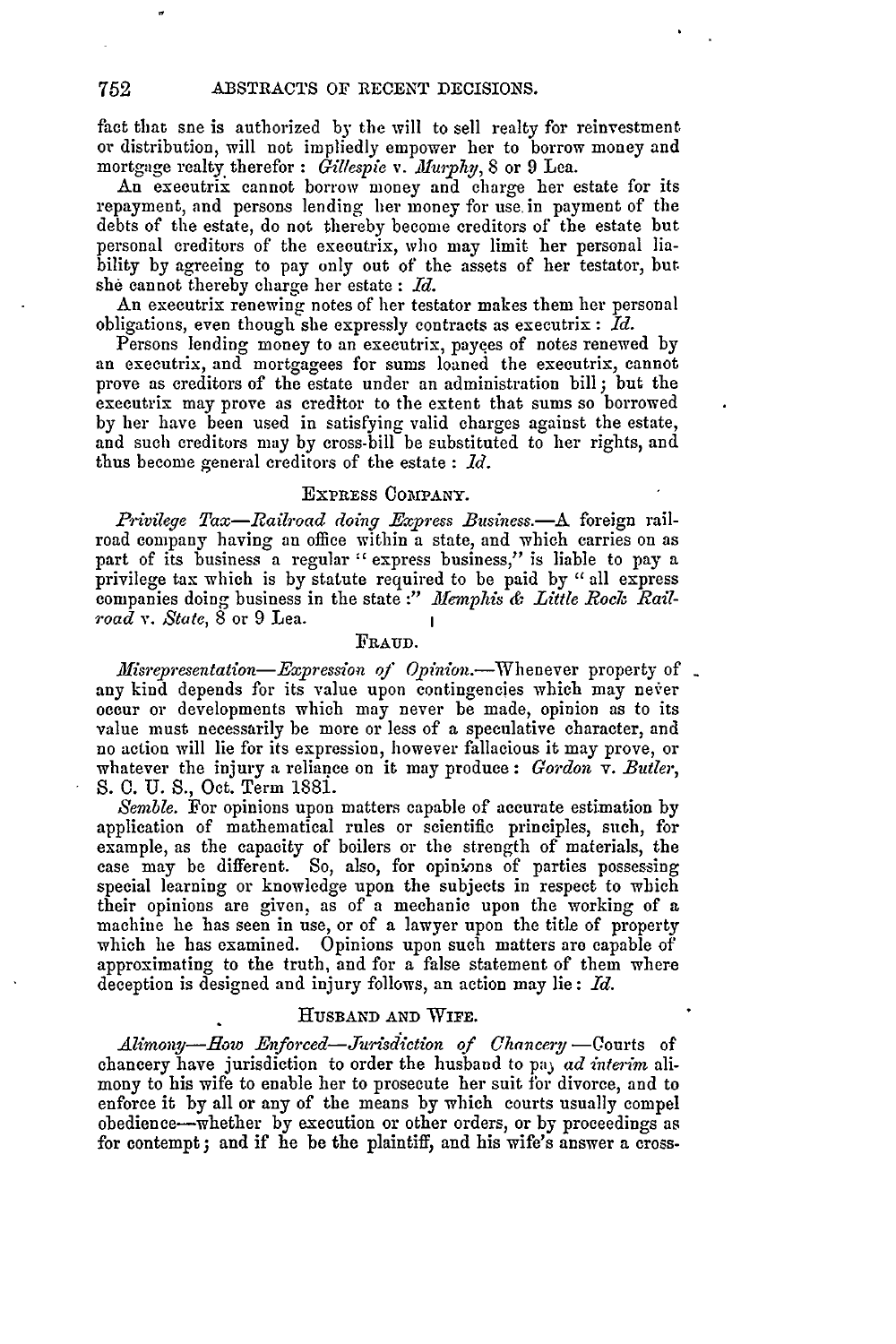fact that sne is authorized by the will to sell realty for reinvestment or distribution, will not impliedly empower her to borrow money and mortgage realty therefor: *Gillespie* v. *Murphy*, 8 or 9 Lea.

An executrix cannot borrow money and charge her estate for its repayment, and persons lending her money for use in payment of the debts of the estate, do not thereby become creditors of the estate but personal creditors of the executrix, who may limit her personal liability by agreeing to pay only out of the assets of her testator, but she cannot thereby charge her estate: *Id.*

An executrix renewing notes of her testator makes them her personal obligations, even though she expressly contracts as executrix: *Id.*

Persons lending money to an executrix, payees of notes renewed by an executrix, and mortgagees for sums loaned the executrix, cannot prove as creditors of the estate under an administration bill; but the executrix may prove as creditor to the extent that sums so borrowed by her have been used in satisfying valid charges against the estate, and such creditors may by cross-bill be substituted to her rights, and thus become general creditors of the estate: *Id.*

## EXPRESS COMPANY.

*Privilege Tax—Railroad doing Express Business.*—A foreign railroad company having an office within a state, and which carries on as part of its business a regular "express business," is liable to pay a privilege tax which is by statute required to be paid by "all express companies doing business in the state:" *Memphis & Little Rock Railroad* v. *State*, 8 or 9 Lea.

## FRAUD.

*Misrepresentation—Expression of Opinion.*—Whenever property of any kind depends for its value upon contingencies which may never occur or developments which may never be made, opinion as to its value must necessarily be more or less of a speculative character, and no action will lie for its expression, however fallacious it may prove, or whatever the injury a reliance on it may produce: *Gordon* v. *Butler*, S. C. U. S., Oct. Term 1881.

*Semble.* For opinions upon matters capable of accurate estimation by application of mathematical rules or scientific principles, such, for example, as the capacity of boilers or the strength of materials, the case may be different. So, also, for opinions of parties possessing special learning or knowledge upon the subjects in respect to which their opinions are given, as of a mechanic upon the working of a machine he has seen in use, or of a lawyer upon the title of property which he has examined. Opinions upon such matters are capable of approximating to the truth, and for a false statement of them where deception is designed and injury follows, an action may lie: *Id.*

## HUSBAND AND WIFE.

*Alimony—How Enforced—Jurisdiction of Chancery*—Courts of chancery have jurisdiction to order the husband to pay *ad interim* alimony to his wife to enable her to prosecute her suit for divorce, and to enforce it by all or any of the means by which courts usually compel obedience—whether by execution or other orders, or by proceedings as for contempt; and if he be the plaintiff, and his wife's answer a cross-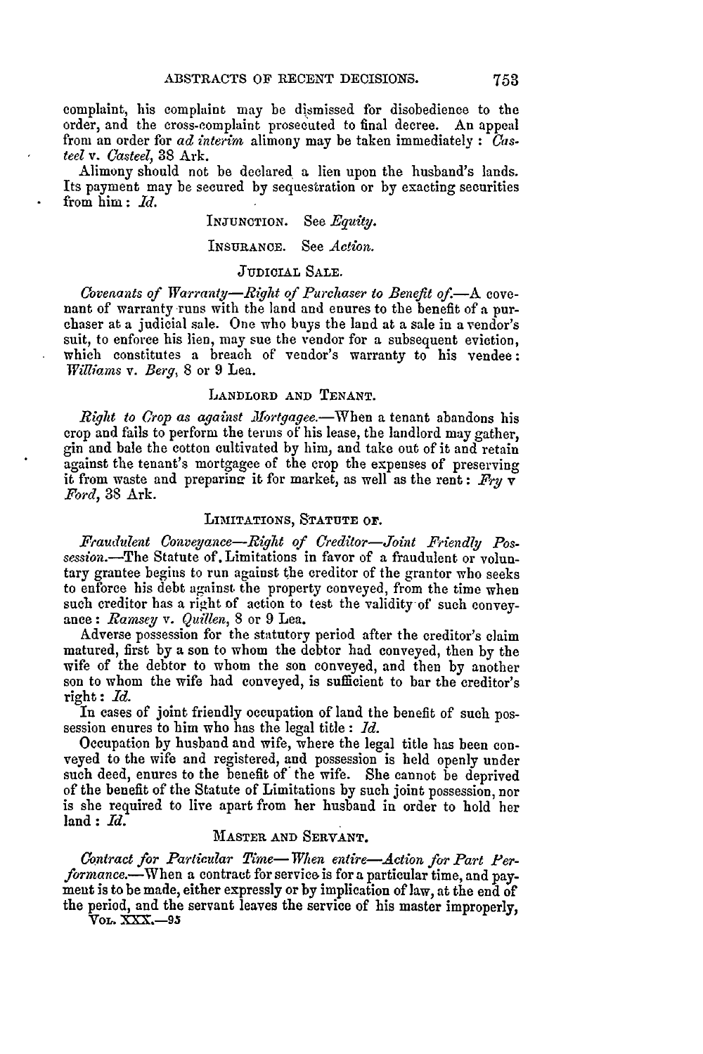complaint, his complaint may be dismissed for disobedience to the order, and the cross-complaint prosecuted to final decree. An appeal from an order for *ad interim* alimony may be taken immediately: *Casteel* v. *Casteel*, 38 Ark.

Alimony should not be declared a lien upon the husband's lands. Its payment may be secured by sequestration or by exacting securities from him: *Id.*

INJUNCTION. See *Equity.*

INSURANCE. See *Action.*

JUDICIAL SALE.

*Covenants of Warranty—Right of Purchaser to Benefit of.*—A covenant of warranty runs with the land and enures to the benefit of a purchaser at a judicial sale. One who buys the land at a sale in a vendor's suit, to enforce his lien, may sue the vendor for a subsequent eviction, which constitutes a breach of vendor's warranty to his vendee: *Williams* v. *Berg*, 8 or 9 Lea.

LANDLORD AND TENANT.

*Right to Crop as against Mortgagee.*—When a tenant abandons his crop and fails to perform the terms of his lease, the landlord may gather, gin and bale the cotton cultivated by him, and take out of it and retain against the tenant's mortgagee of the crop the expenses of preserving it from waste and preparing it for market, as well as the rent: *Fry* v *Ford*, 38 Ark.

LIMITATIONS, STATUTE OF.

*Fraudulent Conveyance—Right of Creditor—Joint Friendly Possession.*—The Statute of Limitations in favor of a fraudulent or voluntary grantee begins to run against the creditor of the grantor who seeks to enforce his debt against the property conveyed, from the time when such creditor has a right of action to test the validity of such conveyance: *Ramsey* v. *Quillen*, 8 or 9 Lea.

Adverse possession for the statutory period after the creditor's claim matured, first by a son to whom the debtor had conveyed, then by the wife of the debtor to whom the son conveyed, and then by another son to whom the wife had conveyed, is sufficient to bar the creditor's right: *Id.*

In cases of joint friendly occupation of land the benefit of such possession enures to him who has the legal title: *Id.*

Occupation by husband and wife, where the legal title has been conveyed to the wife and registered, and possession is held openly under such deed, enures to the benefit of the wife. She cannot be deprived of the benefit of the Statute of Limitations by such joint possession, nor is she required to live apart from her husband in order to hold her land: *Id.*

MASTER AND SERVANT.

*Contract for Particular Time—When entire—Action for Part Performance.*—When a contract for service is for a particular time, and payment is to be made, either expressly or by implication of law, at the end of the period, and the servant leaves the service of his master improperly,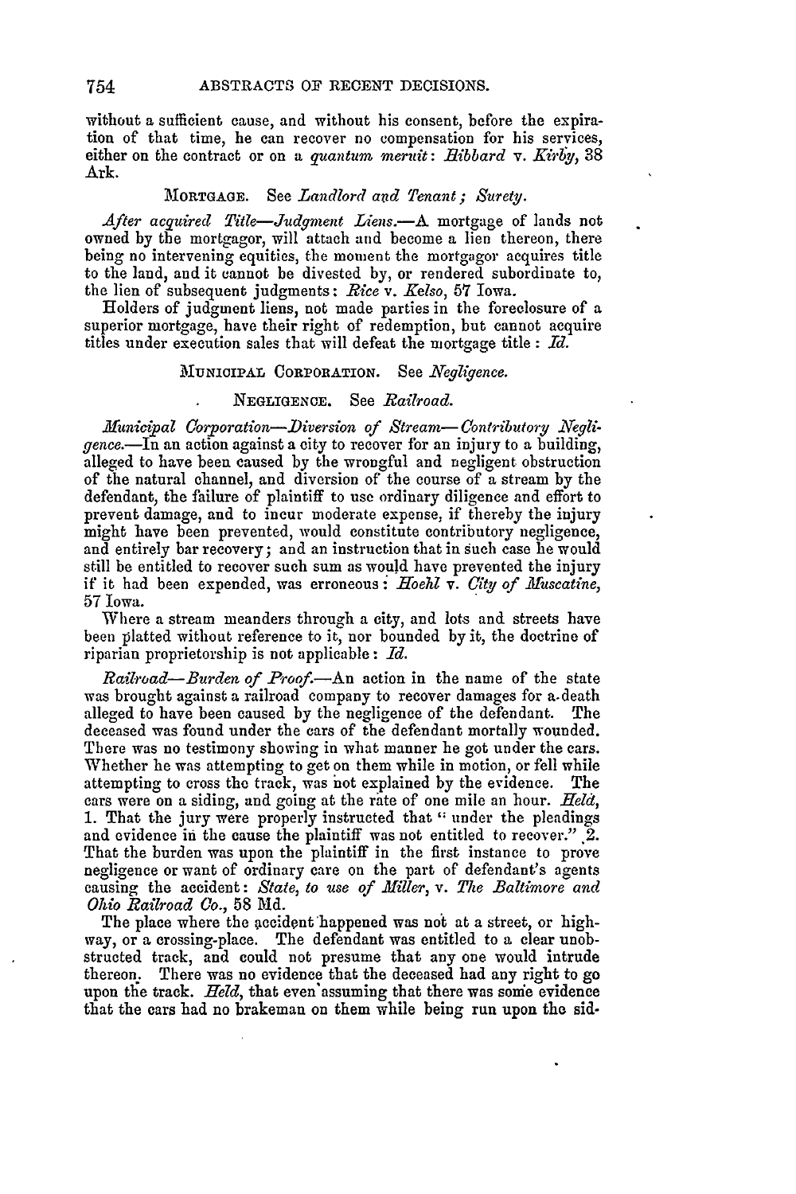without a sufficient cause, and without his consent, before the expiration of that time, he can recover no compensation for his services, either on the contract or on a *quantum meruit*: *Hibbard* v. *Kirby*, 38 Ark.

MORTGAGE. See *Landlord and Tenant; Surety.*

*After acquired Title—Judgment Liens.*—A mortgage of lands not owned by the mortgagor, will attach and become a lien thereon, there being no intervening equities, the moment the mortgagor acquires title to the land, and it cannot be divested by, or rendered subordinate to, the lien of subsequent judgments: *Rice* v. *Kelso*, 57 Iowa.

Holders of judgment liens, not made parties in the foreclosure of a superior mortgage, have their right of redemption, but cannot acquire titles under execution sales that will defeat the mortgage title: *Id.*

MUNICIPAL CORPORATION. See *Negligence.*

NEGLIGENCE. See *Railroad.*

*Municipal Corporation—Diversion of Stream—Contributory Negligence.*—In an action against a city to recover for an injury to a building, alleged to have been caused by the wrongful and negligent obstruction of the natural channel, and diversion of the course of a stream by the defendant, the failure of plaintiff to use ordinary diligence and effort to prevent damage, and to incur moderate expense, if thereby the injury might have been prevented, would constitute contributory negligence, and entirely bar recovery; and an instruction that in such case he would still be entitled to recover such sum as would have prevented the injury if it had been expended, was erroneous: *Hoehl* v. *City of Muscatine*, 57 Iowa.

Where a stream meanders through a city, and lots and streets have been platted without reference to it, nor bounded by it, the doctrine of riparian proprietorship is not applicable: *Id.*

*Railroad—Burden of Proof.*—An action in the name of the state was brought against a railroad company to recover damages for a death alleged to have been caused by the negligence of the defendant. The deceased was found under the cars of the defendant mortally wounded. There was no testimony showing in what manner he got under the cars. Whether he was attempting to get on them while in motion, or fell while attempting to cross the track, was not explained by the evidence. The cars were on a siding, and going at the rate of one mile an hour. *Held,* 1. That the jury were properly instructed that "under the pleadings and evidence in the cause the plaintiff was not entitled to recover." 2. That the burden was upon the plaintiff in the first instance to prove negligence or want of ordinary care on the part of defendant's agents causing the accident: *State, to use of Miller,* v. *The Baltimore and Ohio Railroad Co.*, 58 Md.

The place where the accident happened was not at a street, or highway, or a crossing-place. The defendant was entitled to a clear unobstructed track, and could not presume that any one would intrude thereon. There was no evidence that the deceased had any right to go upon the track. *Held,* that even assuming that there was some evidence that the cars had no brakeman on them while being run upon the sid-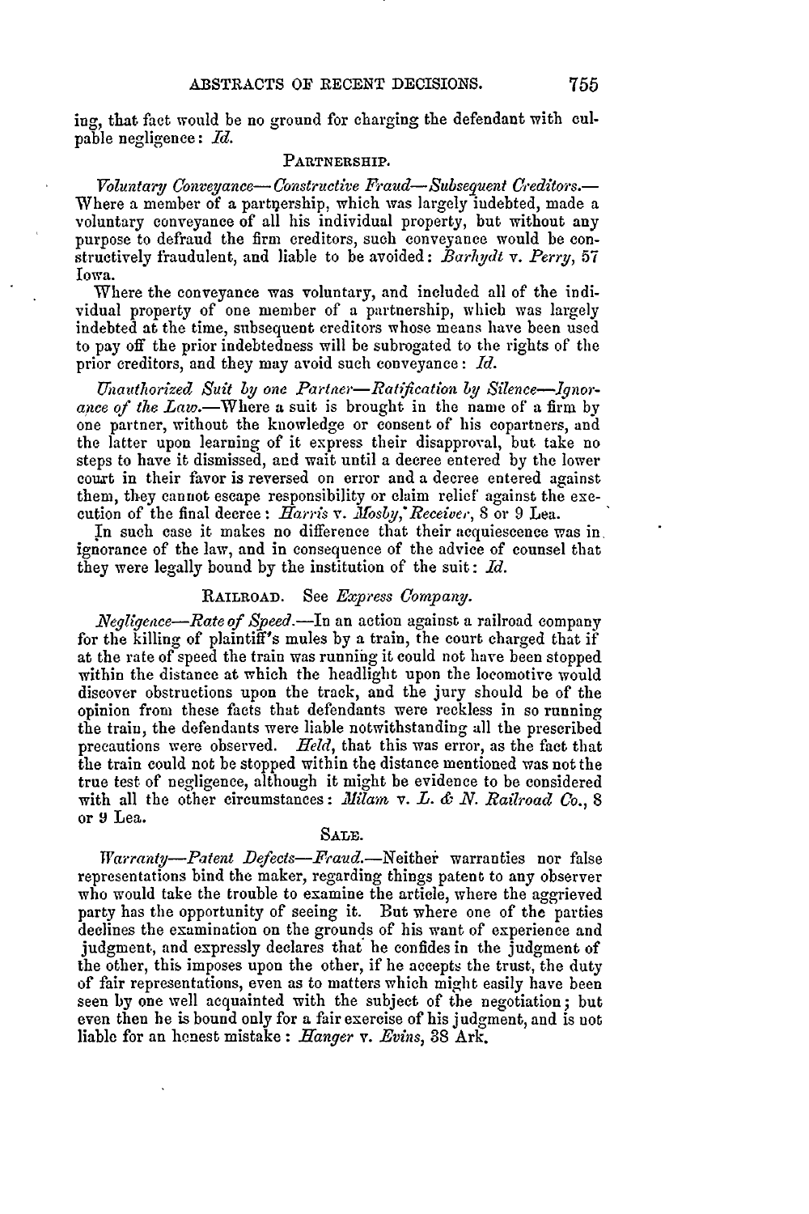ing, that fact would be no ground for charging the defendant with culpable negligence: *Id.*

### PARTNERSHIP.

*Voluntary Conveyance—Constructive Fraud—Subsequent Creditors.*—Where a member of a partnership, which was largely indebted, made a voluntary conveyance of all his individual property, but without any purpose to defraud the firm creditors, such conveyance would be constructively fraudulent, and liable to be avoided: *Barhydt* v. *Perry*, 57 Iowa.

Where the conveyance was voluntary, and included all of the individual property of one member of a partnership, which was largely indebted at the time, subsequent creditors whose means have been used to pay off the prior indebtedness will be subrogated to the rights of the prior creditors, and they may avoid such conveyance: *Id.*

*Unauthorized Suit by one Partner—Ratification by Silence—Ignorance of the Law.*—Where a suit is brought in the name of a firm by one partner, without the knowledge or consent of his copartners, and the latter upon learning of it express their disapproval, but take no steps to have it dismissed, and wait until a decree entered by the lower court in their favor is reversed on error and a decree entered against them, they cannot escape responsibility or claim relief against the execution of the final decree: *Harris* v. *Mosby, Receiver*, 8 or 9 Lea.

In such case it makes no difference that their acquiescence was in ignorance of the law, and in consequence of the advice of counsel that they were legally bound by the institution of the suit: *Id.*

### RAILROAD. See *Express Company.*

*Negligence—Rate of Speed.*—In an action against a railroad company for the killing of plaintiff's mules by a train, the court charged that if at the rate of speed the train was running it could not have been stopped within the distance at which the headlight upon the locomotive would discover obstructions upon the track, and the jury should be of the opinion from these facts that defendants were reckless in so running the train, the defendants were liable notwithstanding all the prescribed precautions were observed. *Held*, that this was error, as the fact that the train could not be stopped within the distance mentioned was not the true test of negligence, although it might be evidence to be considered with all the other circumstances: *Milam* v. *L. & N. Railroad Co.*, 8 or 9 Lea.

### SALE.

*Warranty—Patent Defects—Fraud.*—Neither warranties nor false representations bind the maker, regarding things patent to any observer who would take the trouble to examine the article, where the aggrieved party has the opportunity of seeing it. But where one of the parties declines the examination on the grounds of his want of experience and judgment, and expressly declares that he confides in the judgment of the other, this imposes upon the other, if he accepts the trust, the duty of fair representations, even as to matters which might easily have been seen by one well acquainted with the subject of the negotiation; but even then he is bound only for a fair exercise of his judgment, and is not liable for an honest mistake: *Hanger* v. *Evins*, 38 Ark.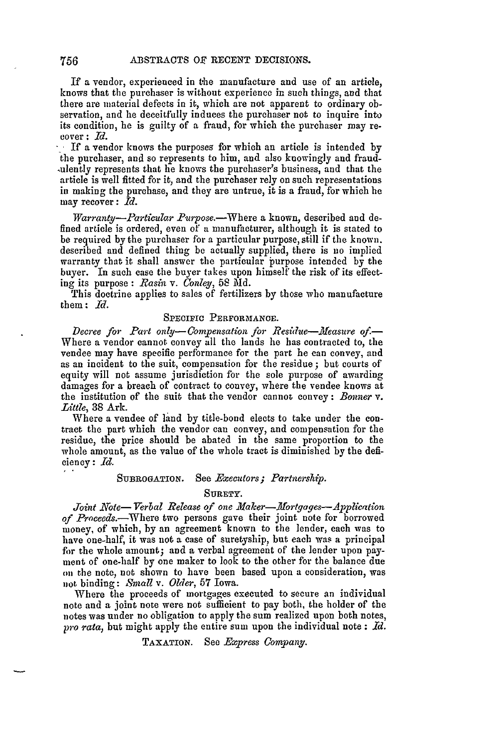If a vendor, experienced in the manufacture and use of an article, knows that the purchaser is without experience in such things, and that there are material defects in it, which are not apparent to ordinary observation, and he deceitfully induces the purchaser not to inquire into its condition, he is guilty of a fraud, for which the purchaser may recover: *Id.*

If a vendor knows the purposes for which an article is intended by the purchaser, and so represents to him, and also knowingly and fraudulently represents that he knows the purchaser's business, and that the article is well fitted for it, and the purchaser rely on such representations in making the purchase, and they are untrue, it is a fraud, for which he may recover: *Id.*

*Warranty—Particular Purpose.*—Where a known, described and defined article is ordered, even of a manufacturer, although it is stated to be required by the purchaser for a particular purpose, still if the known, described and defined thing be actually supplied, there is no implied warranty that it shall answer the particular purpose intended by the buyer. In such case the buyer takes upon himself the risk of its effecting its purpose: *Rasin* v. *Conley*, 58 Md.

This doctrine applies to sales of fertilizers by those who manufacture them: *Id.*

SPECIFIC PERFORMANCE.

*Decree for Part only—Compensation for Residue—Measure of.*—Where a vendor cannot convey all the lands he has contracted to, the vendee may have specific performance for the part he can convey, and as an incident to the suit, compensation for the residue; but courts of equity will not assume jurisdiction for the sole purpose of awarding damages for a breach of contract to convey, where the vendee knows at the institution of the suit that the vendor cannot convey: *Bonner* v. *Little*, 38 Ark.

Where a vendee of land by title-bond elects to take under the contract the part which the vendor can convey, and compensation for the residue, the price should be abated in the same proportion to the whole amount, as the value of the whole tract is diminished by the deficiency: *Id.*

SUBROGATION. See *Executors; Partnership.*

SURETY.

*Joint Note—Verbal Release of one Maker—Mortgages—Application of Proceeds.*—Where two persons gave their joint note for borrowed money, of which, by an agreement known to the lender, each was to have one-half, it was not a case of suretyship, but each was a principal for the whole amount; and a verbal agreement of the lender upon payment of one-half by one maker to look to the other for the balance due on the note, not shown to have been based upon a consideration, was not binding: *Small* v. *Older*, 57 Iowa.

Where the proceeds of mortgages executed to secure an individual note and a joint note were not sufficient to pay both, the holder of the notes was under no obligation to apply the sum realized upon both notes, *pro rata*, but might apply the entire sum upon the individual note: *Id.*

TAXATION. See *Express Company.*